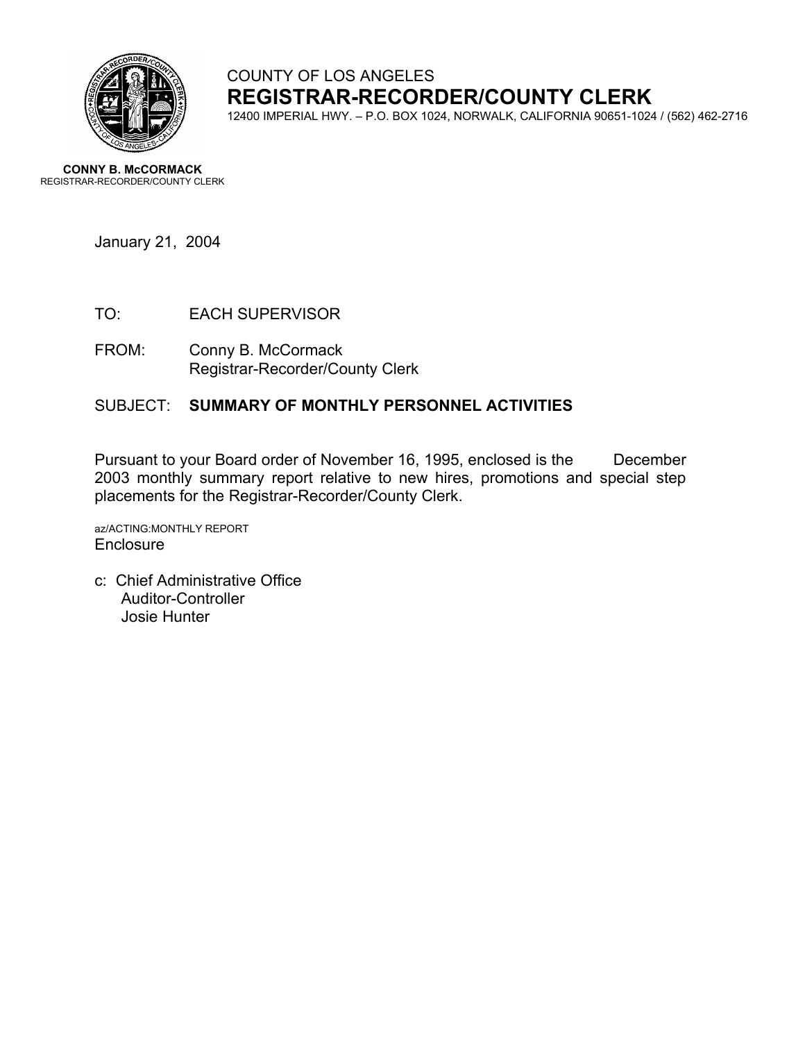COUNTY OF LOS ANGELES

# REGISTRAR-RECORDER/COUNTY CLERK

12400 IMPERIAL HWY. – P.O. BOX 1024, NORWALK, CALIFORNIA 90651-1024 / (562) 462-2716

**CONNY B. McCORMACK**
REGISTRAR-RECORDER/COUNTY CLERK

January 21, 2004

TO: EACH SUPERVISOR

FROM: Conny B. McCormack
Registrar-Recorder/County Clerk

SUBJECT: **SUMMARY OF MONTHLY PERSONNEL ACTIVITIES**

Pursuant to your Board order of November 16, 1995, enclosed is the December 2003 monthly summary report relative to new hires, promotions and special step placements for the Registrar-Recorder/County Clerk.

az/ACTING:MONTHLY REPORT
Enclosure

c: Chief Administrative Office
Auditor-Controller
Josie Hunter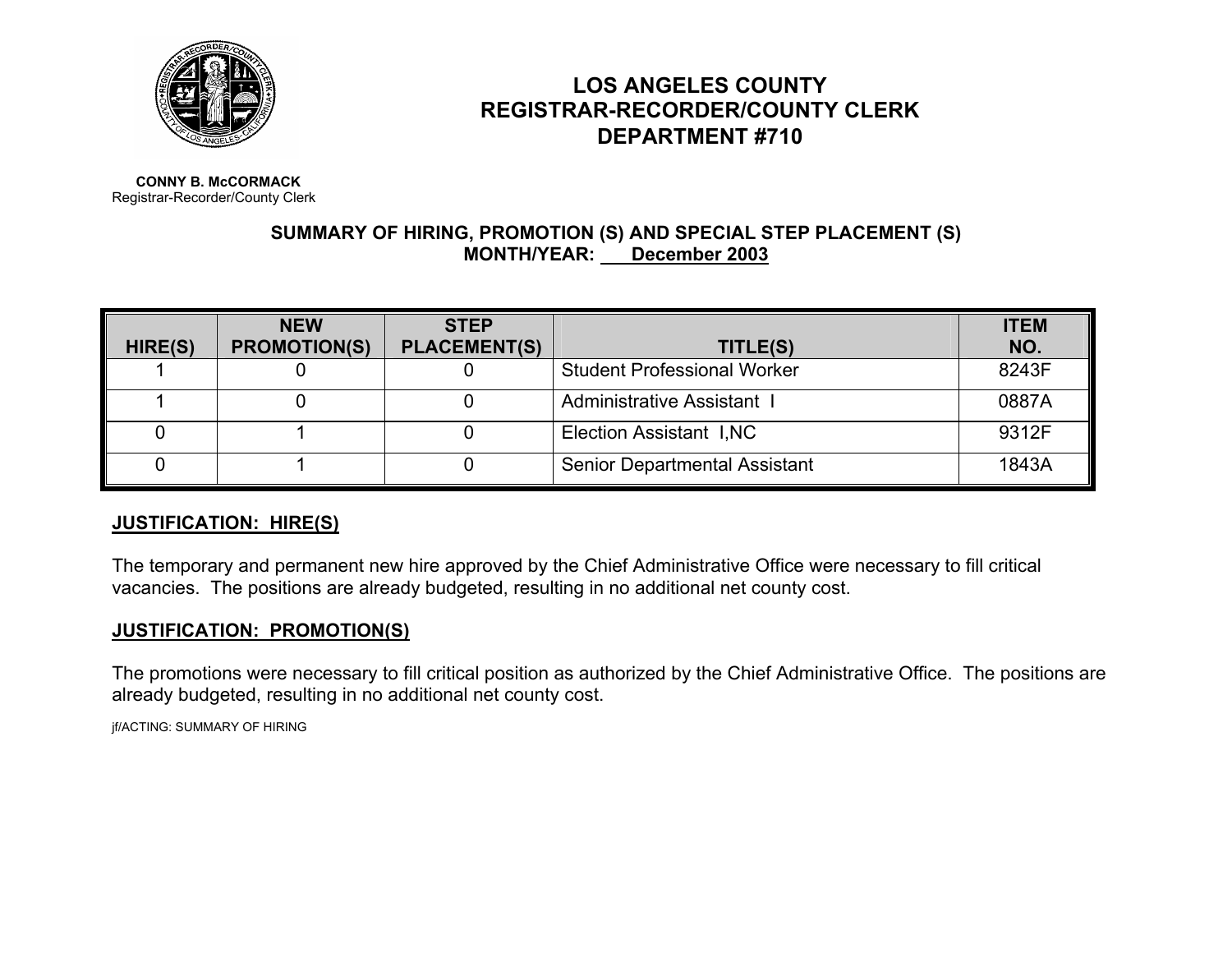# LOS ANGELES COUNTY
# REGISTRAR-RECORDER/COUNTY CLERK
# DEPARTMENT #710

**CONNY B. McCORMACK**
Registrar-Recorder/County Clerk

## SUMMARY OF HIRING, PROMOTION (S) AND SPECIAL STEP PLACEMENT (S)
## MONTH/YEAR: December 2003

| HIRE(S) | NEW PROMOTION(S) | STEP PLACEMENT(S) | TITLE(S) | ITEM NO. |
|---|---|---|---|---|
| 1 | 0 | 0 | Student Professional Worker | 8243F |
| 1 | 0 | 0 | Administrative Assistant I | 0887A |
| 0 | 1 | 0 | Election Assistant I,NC | 9312F |
| 0 | 1 | 0 | Senior Departmental Assistant | 1843A |

**JUSTIFICATION: HIRE(S)**

The temporary and permanent new hire approved by the Chief Administrative Office were necessary to fill critical vacancies. The positions are already budgeted, resulting in no additional net county cost.

**JUSTIFICATION: PROMOTION(S)**

The promotions were necessary to fill critical position as authorized by the Chief Administrative Office. The positions are already budgeted, resulting in no additional net county cost.

jf/ACTING: SUMMARY OF HIRING